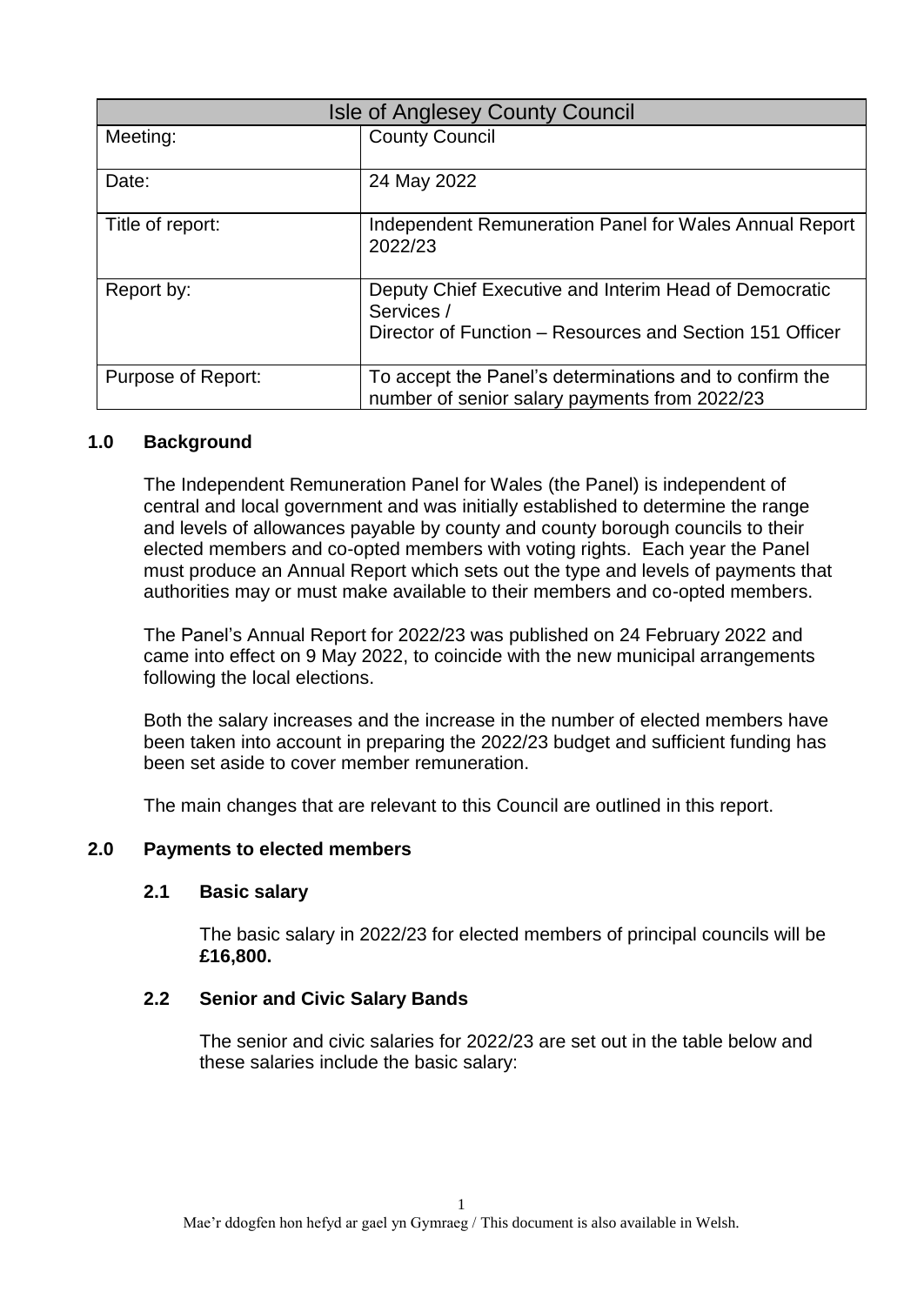| Isle of Anglesey County Council | |
|---|---|
| Meeting: | County Council |
| Date: | 24 May 2022 |
| Title of report: | Independent Remuneration Panel for Wales Annual Report 2022/23 |
| Report by: | Deputy Chief Executive and Interim Head of Democratic Services /<br>Director of Function – Resources and Section 151 Officer |
| Purpose of Report: | To accept the Panel's determinations and to confirm the number of senior salary payments from 2022/23 |

## 1.0 Background

The Independent Remuneration Panel for Wales (the Panel) is independent of central and local government and was initially established to determine the range and levels of allowances payable by county and county borough councils to their elected members and co-opted members with voting rights. Each year the Panel must produce an Annual Report which sets out the type and levels of payments that authorities may or must make available to their members and co-opted members.

The Panel's Annual Report for 2022/23 was published on 24 February 2022 and came into effect on 9 May 2022, to coincide with the new municipal arrangements following the local elections.

Both the salary increases and the increase in the number of elected members have been taken into account in preparing the 2022/23 budget and sufficient funding has been set aside to cover member remuneration.

The main changes that are relevant to this Council are outlined in this report.

## 2.0 Payments to elected members

### 2.1 Basic salary

The basic salary in 2022/23 for elected members of principal councils will be **£16,800.**

### 2.2 Senior and Civic Salary Bands

The senior and civic salaries for 2022/23 are set out in the table below and these salaries include the basic salary:

Mae'r ddogfen hon hefyd ar gael yn Gymraeg / This document is also available in Welsh.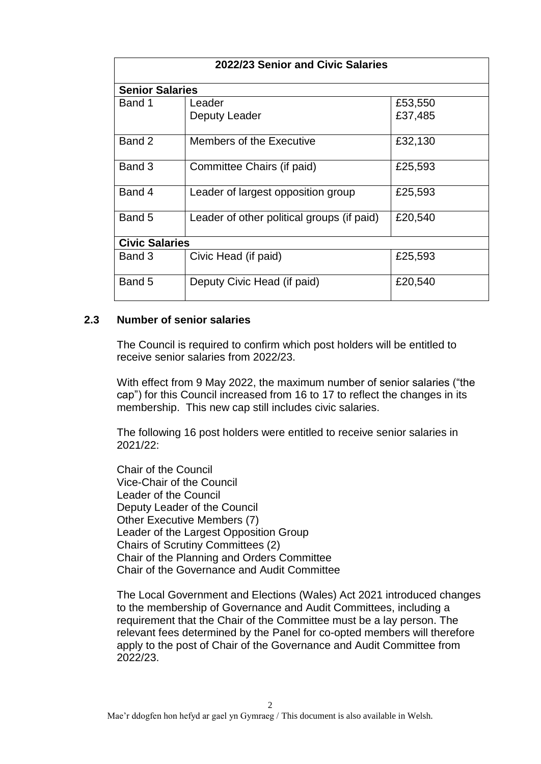| 2022/23 Senior and Civic Salaries | | |
|---|---|---|
| **Senior Salaries** | | |
| Band 1 | Leader<br>Deputy Leader | £53,550<br>£37,485 |
| Band 2 | Members of the Executive | £32,130 |
| Band 3 | Committee Chairs (if paid) | £25,593 |
| Band 4 | Leader of largest opposition group | £25,593 |
| Band 5 | Leader of other political groups (if paid) | £20,540 |
| **Civic Salaries** | | |
| Band 3 | Civic Head (if paid) | £25,593 |
| Band 5 | Deputy Civic Head (if paid) | £20,540 |

### 2.3 Number of senior salaries

The Council is required to confirm which post holders will be entitled to receive senior salaries from 2022/23.

With effect from 9 May 2022, the maximum number of senior salaries ("the cap") for this Council increased from 16 to 17 to reflect the changes in its membership. This new cap still includes civic salaries.

The following 16 post holders were entitled to receive senior salaries in 2021/22:

Chair of the Council
Vice-Chair of the Council
Leader of the Council
Deputy Leader of the Council
Other Executive Members (7)
Leader of the Largest Opposition Group
Chairs of Scrutiny Committees (2)
Chair of the Planning and Orders Committee
Chair of the Governance and Audit Committee

The Local Government and Elections (Wales) Act 2021 introduced changes to the membership of Governance and Audit Committees, including a requirement that the Chair of the Committee must be a lay person. The relevant fees determined by the Panel for co-opted members will therefore apply to the post of Chair of the Governance and Audit Committee from 2022/23.

Mae'r ddogfen hon hefyd ar gael yn Gymraeg / This document is also available in Welsh.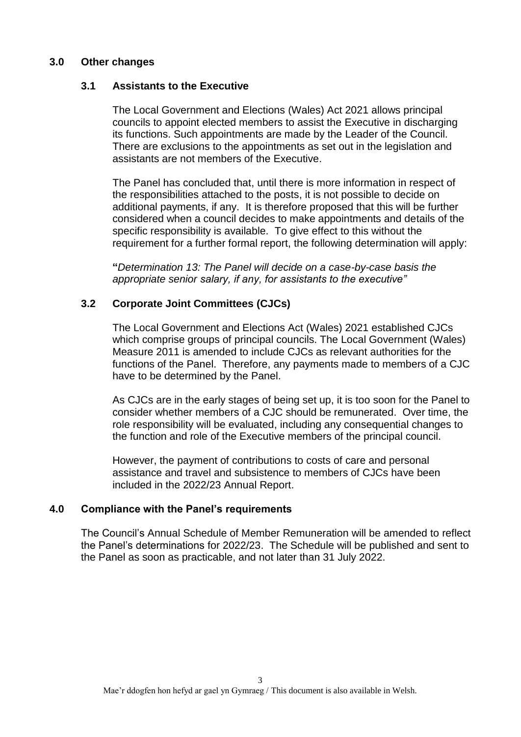## 3.0 Other changes

### 3.1 Assistants to the Executive

The Local Government and Elections (Wales) Act 2021 allows principal councils to appoint elected members to assist the Executive in discharging its functions. Such appointments are made by the Leader of the Council. There are exclusions to the appointments as set out in the legislation and assistants are not members of the Executive.

The Panel has concluded that, until there is more information in respect of the responsibilities attached to the posts, it is not possible to decide on additional payments, if any. It is therefore proposed that this will be further considered when a council decides to make appointments and details of the specific responsibility is available. To give effect to this without the requirement for a further formal report, the following determination will apply:

**"***Determination 13: The Panel will decide on a case-by-case basis the appropriate senior salary, if any, for assistants to the executive"*

### 3.2 Corporate Joint Committees (CJCs)

The Local Government and Elections Act (Wales) 2021 established CJCs which comprise groups of principal councils. The Local Government (Wales) Measure 2011 is amended to include CJCs as relevant authorities for the functions of the Panel. Therefore, any payments made to members of a CJC have to be determined by the Panel.

As CJCs are in the early stages of being set up, it is too soon for the Panel to consider whether members of a CJC should be remunerated. Over time, the role responsibility will be evaluated, including any consequential changes to the function and role of the Executive members of the principal council.

However, the payment of contributions to costs of care and personal assistance and travel and subsistence to members of CJCs have been included in the 2022/23 Annual Report.

## 4.0 Compliance with the Panel's requirements

The Council's Annual Schedule of Member Remuneration will be amended to reflect the Panel's determinations for 2022/23. The Schedule will be published and sent to the Panel as soon as practicable, and not later than 31 July 2022.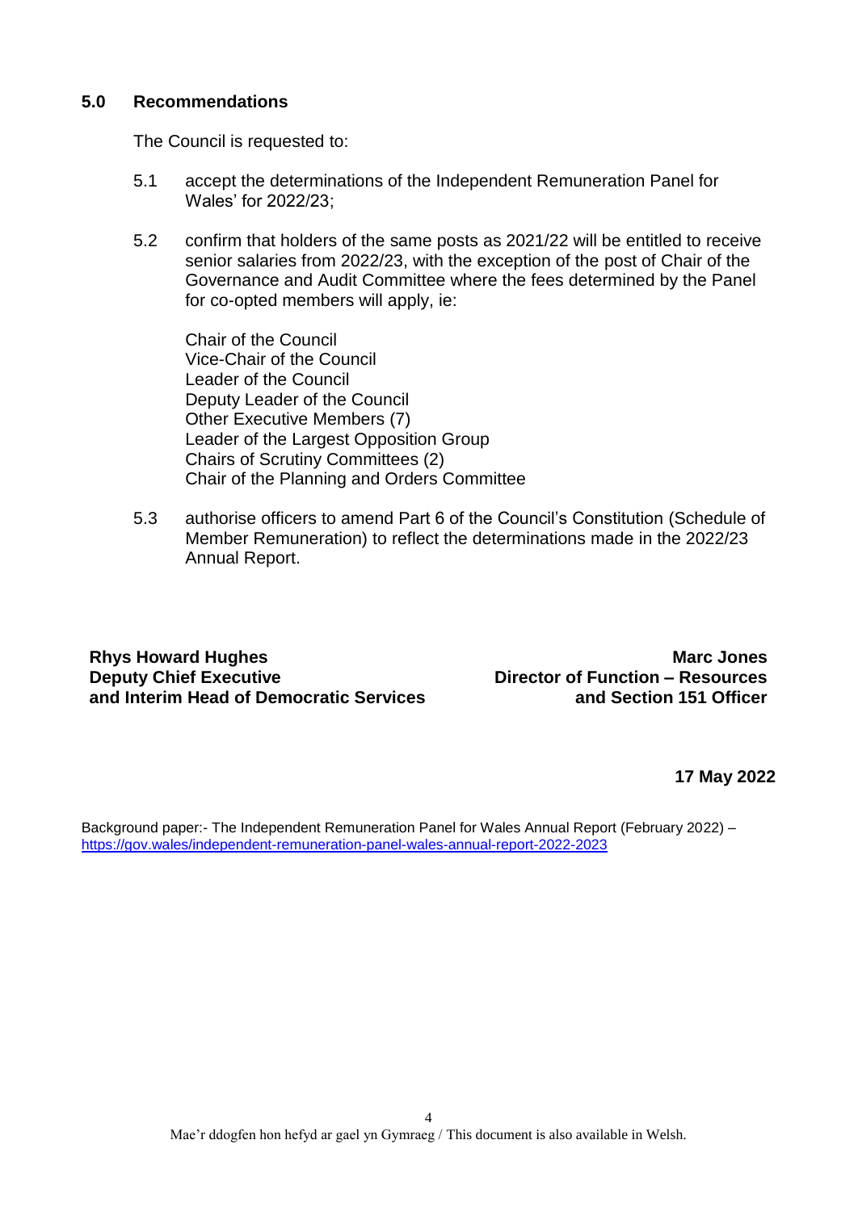## 5.0 Recommendations

The Council is requested to:

5.1 accept the determinations of the Independent Remuneration Panel for Wales' for 2022/23;

5.2 confirm that holders of the same posts as 2021/22 will be entitled to receive senior salaries from 2022/23, with the exception of the post of Chair of the Governance and Audit Committee where the fees determined by the Panel for co-opted members will apply, ie:

Chair of the Council
Vice-Chair of the Council
Leader of the Council
Deputy Leader of the Council
Other Executive Members (7)
Leader of the Largest Opposition Group
Chairs of Scrutiny Committees (2)
Chair of the Planning and Orders Committee

5.3 authorise officers to amend Part 6 of the Council's Constitution (Schedule of Member Remuneration) to reflect the determinations made in the 2022/23 Annual Report.

**Rhys Howard Hughes**
**Deputy Chief Executive**
**and Interim Head of Democratic Services**

**Marc Jones**
**Director of Function – Resources**
**and Section 151 Officer**

**17 May 2022**

Background paper:- The Independent Remuneration Panel for Wales Annual Report (February 2022) – https://gov.wales/independent-remuneration-panel-wales-annual-report-2022-2023

Mae'r ddogfen hon hefyd ar gael yn Gymraeg / This document is also available in Welsh.